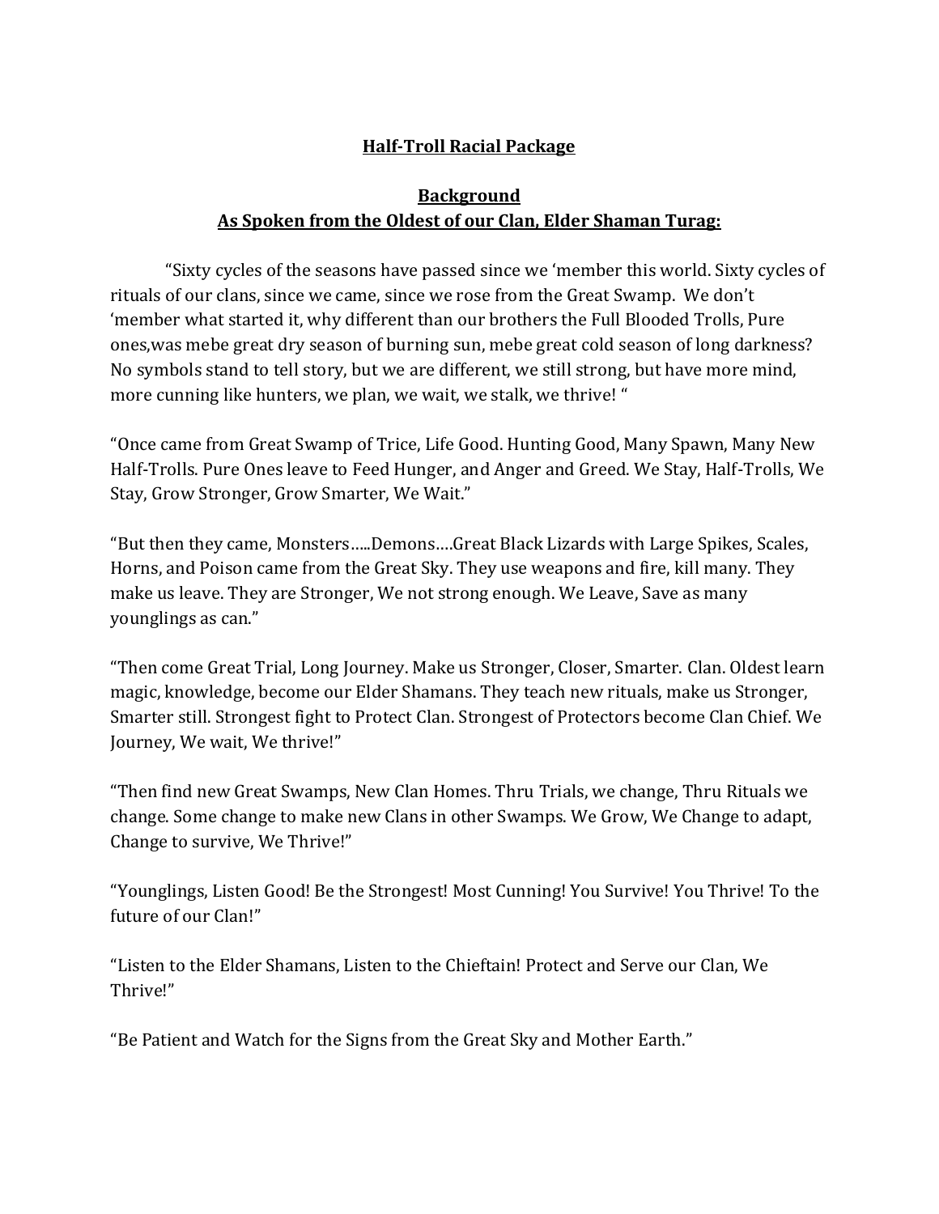# Half-Troll Racial Package

## Background

## As Spoken from the Oldest of our Clan, Elder Shaman Turag:

"Sixty cycles of the seasons have passed since we 'member this world. Sixty cycles of rituals of our clans, since we came, since we rose from the Great Swamp. We don't 'member what started it, why different than our brothers the Full Blooded Trolls, Pure ones,was mebe great dry season of burning sun, mebe great cold season of long darkness? No symbols stand to tell story, but we are different, we still strong, but have more mind, more cunning like hunters, we plan, we wait, we stalk, we thrive! "

"Once came from Great Swamp of Trice, Life Good. Hunting Good, Many Spawn, Many New Half-Trolls. Pure Ones leave to Feed Hunger, and Anger and Greed. We Stay, Half-Trolls, We Stay, Grow Stronger, Grow Smarter, We Wait."

"But then they came, Monsters…..Demons….Great Black Lizards with Large Spikes, Scales, Horns, and Poison came from the Great Sky. They use weapons and fire, kill many. They make us leave. They are Stronger, We not strong enough. We Leave, Save as many younglings as can."

"Then come Great Trial, Long Journey. Make us Stronger, Closer, Smarter. Clan. Oldest learn magic, knowledge, become our Elder Shamans. They teach new rituals, make us Stronger, Smarter still. Strongest fight to Protect Clan. Strongest of Protectors become Clan Chief. We Journey, We wait, We thrive!"

"Then find new Great Swamps, New Clan Homes. Thru Trials, we change, Thru Rituals we change. Some change to make new Clans in other Swamps. We Grow, We Change to adapt, Change to survive, We Thrive!"

"Younglings, Listen Good! Be the Strongest! Most Cunning! You Survive! You Thrive! To the future of our Clan!"

"Listen to the Elder Shamans, Listen to the Chieftain! Protect and Serve our Clan, We Thrive!"

"Be Patient and Watch for the Signs from the Great Sky and Mother Earth."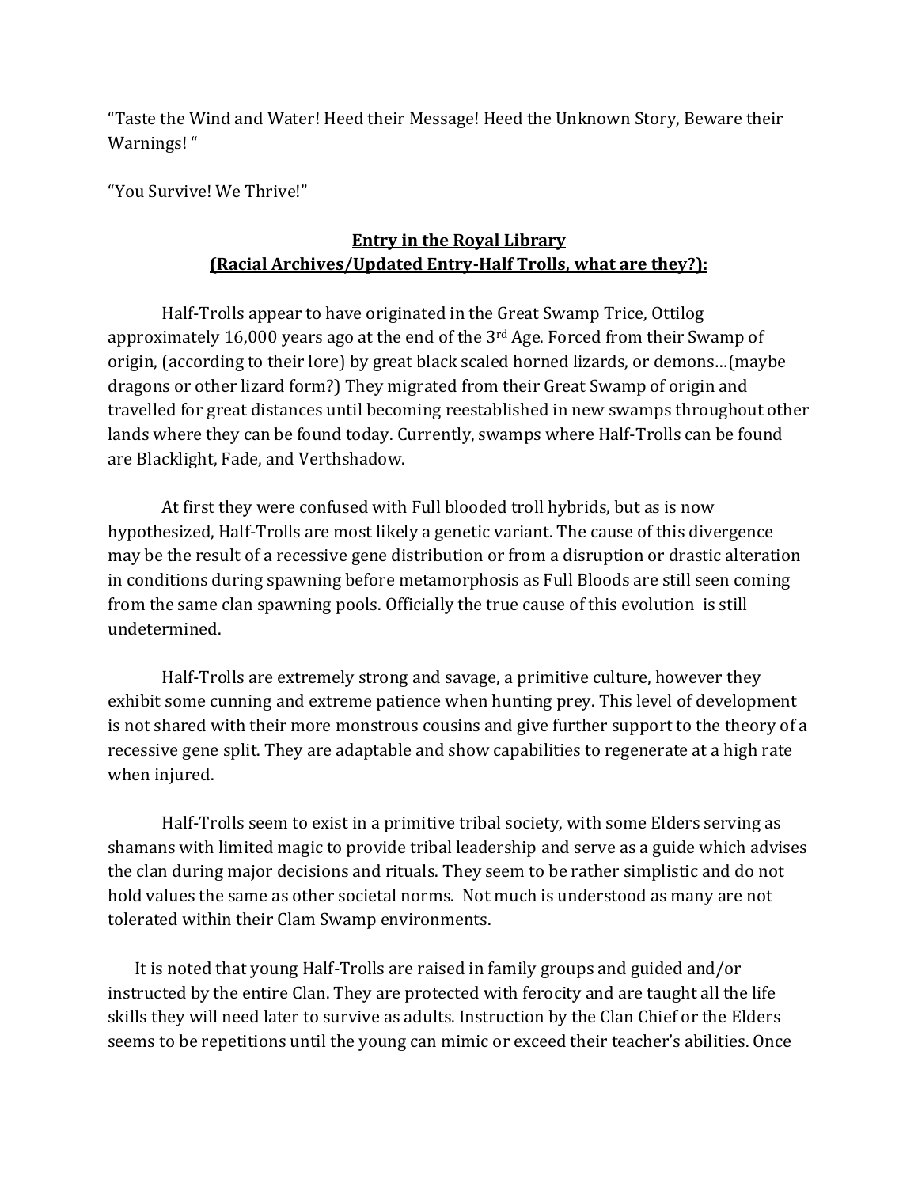"Taste the Wind and Water! Heed their Message! Heed the Unknown Story, Beware their Warnings! "

"You Survive! We Thrive!"

## **Entry in the Royal Library**
## **(Racial Archives/Updated Entry-Half Trolls, what are they?):**

Half-Trolls appear to have originated in the Great Swamp Trice, Ottilog approximately 16,000 years ago at the end of the 3rd Age. Forced from their Swamp of origin, (according to their lore) by great black scaled horned lizards, or demons…(maybe dragons or other lizard form?) They migrated from their Great Swamp of origin and travelled for great distances until becoming reestablished in new swamps throughout other lands where they can be found today. Currently, swamps where Half-Trolls can be found are Blacklight, Fade, and Verthshadow.

At first they were confused with Full blooded troll hybrids, but as is now hypothesized, Half-Trolls are most likely a genetic variant. The cause of this divergence may be the result of a recessive gene distribution or from a disruption or drastic alteration in conditions during spawning before metamorphosis as Full Bloods are still seen coming from the same clan spawning pools. Officially the true cause of this evolution is still undetermined.

Half-Trolls are extremely strong and savage, a primitive culture, however they exhibit some cunning and extreme patience when hunting prey. This level of development is not shared with their more monstrous cousins and give further support to the theory of a recessive gene split. They are adaptable and show capabilities to regenerate at a high rate when injured.

Half-Trolls seem to exist in a primitive tribal society, with some Elders serving as shamans with limited magic to provide tribal leadership and serve as a guide which advises the clan during major decisions and rituals. They seem to be rather simplistic and do not hold values the same as other societal norms. Not much is understood as many are not tolerated within their Clam Swamp environments.

It is noted that young Half-Trolls are raised in family groups and guided and/or instructed by the entire Clan. They are protected with ferocity and are taught all the life skills they will need later to survive as adults. Instruction by the Clan Chief or the Elders seems to be repetitions until the young can mimic or exceed their teacher's abilities. Once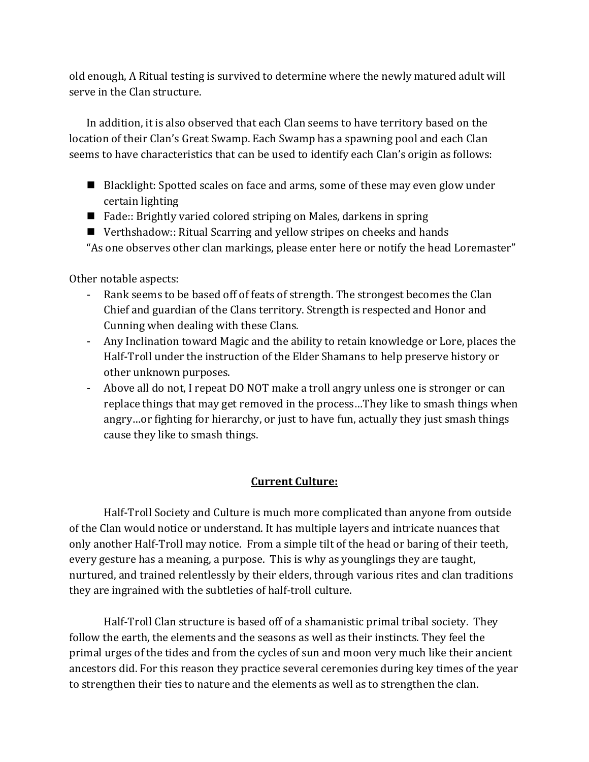old enough, A Ritual testing is survived to determine where the newly matured adult will serve in the Clan structure.

In addition, it is also observed that each Clan seems to have territory based on the location of their Clan's Great Swamp. Each Swamp has a spawning pool and each Clan seems to have characteristics that can be used to identify each Clan's origin as follows:

- Blacklight: Spotted scales on face and arms, some of these may even glow under certain lighting
- Fade:: Brightly varied colored striping on Males, darkens in spring
- Verthshadow:: Ritual Scarring and yellow stripes on cheeks and hands

"As one observes other clan markings, please enter here or notify the head Loremaster"

Other notable aspects:

- Rank seems to be based off of feats of strength. The strongest becomes the Clan Chief and guardian of the Clans territory. Strength is respected and Honor and Cunning when dealing with these Clans.
- Any Inclination toward Magic and the ability to retain knowledge or Lore, places the Half-Troll under the instruction of the Elder Shamans to help preserve history or other unknown purposes.
- Above all do not, I repeat DO NOT make a troll angry unless one is stronger or can replace things that may get removed in the process…They like to smash things when angry…or fighting for hierarchy, or just to have fun, actually they just smash things cause they like to smash things.

## Current Culture:

Half-Troll Society and Culture is much more complicated than anyone from outside of the Clan would notice or understand. It has multiple layers and intricate nuances that only another Half-Troll may notice. From a simple tilt of the head or baring of their teeth, every gesture has a meaning, a purpose. This is why as younglings they are taught, nurtured, and trained relentlessly by their elders, through various rites and clan traditions they are ingrained with the subtleties of half-troll culture.

Half-Troll Clan structure is based off of a shamanistic primal tribal society. They follow the earth, the elements and the seasons as well as their instincts. They feel the primal urges of the tides and from the cycles of sun and moon very much like their ancient ancestors did. For this reason they practice several ceremonies during key times of the year to strengthen their ties to nature and the elements as well as to strengthen the clan.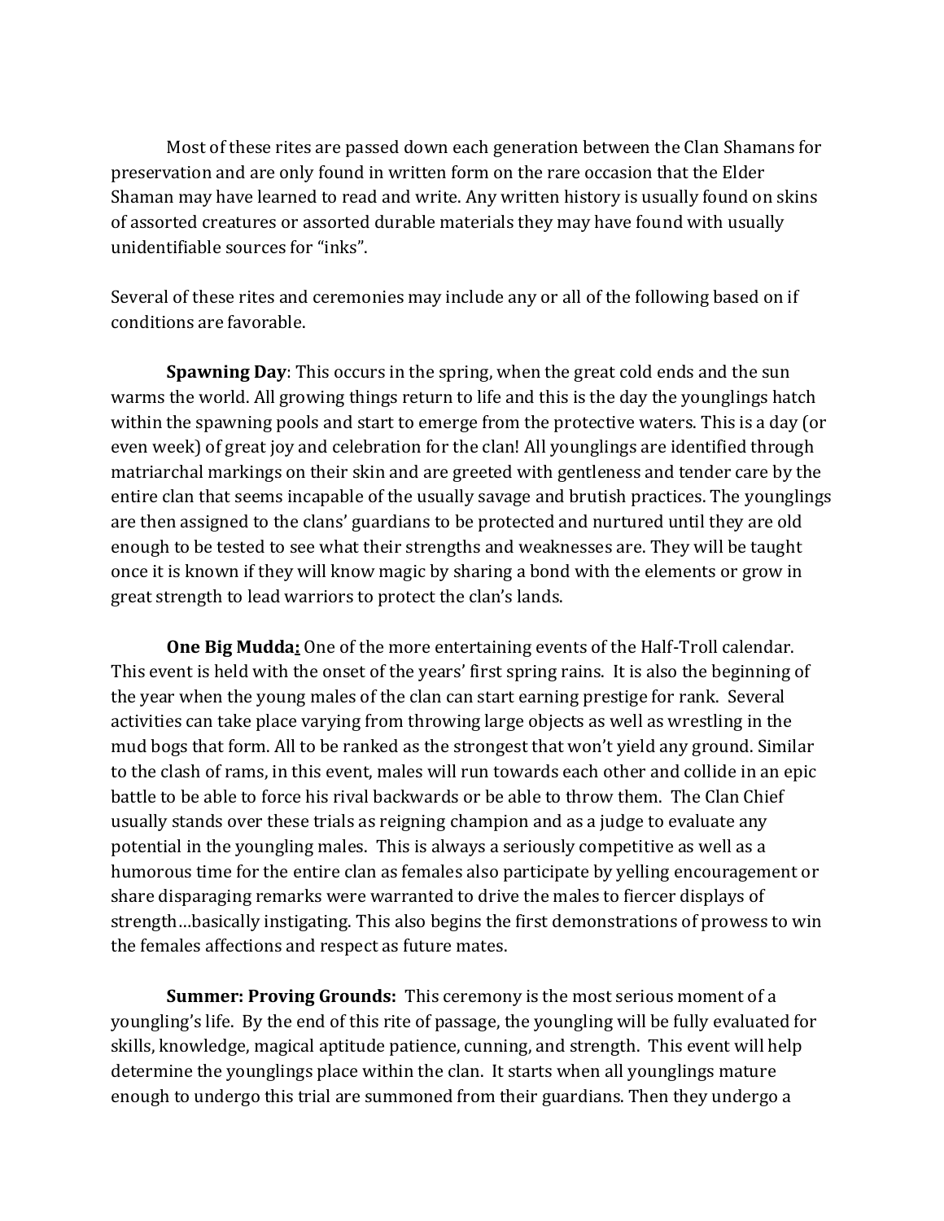Most of these rites are passed down each generation between the Clan Shamans for preservation and are only found in written form on the rare occasion that the Elder Shaman may have learned to read and write. Any written history is usually found on skins of assorted creatures or assorted durable materials they may have found with usually unidentifiable sources for "inks".

Several of these rites and ceremonies may include any or all of the following based on if conditions are favorable.

**Spawning Day**: This occurs in the spring, when the great cold ends and the sun warms the world. All growing things return to life and this is the day the younglings hatch within the spawning pools and start to emerge from the protective waters. This is a day (or even week) of great joy and celebration for the clan! All younglings are identified through matriarchal markings on their skin and are greeted with gentleness and tender care by the entire clan that seems incapable of the usually savage and brutish practices. The younglings are then assigned to the clans' guardians to be protected and nurtured until they are old enough to be tested to see what their strengths and weaknesses are. They will be taught once it is known if they will know magic by sharing a bond with the elements or grow in great strength to lead warriors to protect the clan's lands.

**One Big Mudda:** One of the more entertaining events of the Half-Troll calendar. This event is held with the onset of the years' first spring rains. It is also the beginning of the year when the young males of the clan can start earning prestige for rank. Several activities can take place varying from throwing large objects as well as wrestling in the mud bogs that form. All to be ranked as the strongest that won't yield any ground. Similar to the clash of rams, in this event, males will run towards each other and collide in an epic battle to be able to force his rival backwards or be able to throw them. The Clan Chief usually stands over these trials as reigning champion and as a judge to evaluate any potential in the youngling males. This is always a seriously competitive as well as a humorous time for the entire clan as females also participate by yelling encouragement or share disparaging remarks were warranted to drive the males to fiercer displays of strength…basically instigating. This also begins the first demonstrations of prowess to win the females affections and respect as future mates.

**Summer: Proving Grounds:** This ceremony is the most serious moment of a youngling's life. By the end of this rite of passage, the youngling will be fully evaluated for skills, knowledge, magical aptitude patience, cunning, and strength. This event will help determine the younglings place within the clan. It starts when all younglings mature enough to undergo this trial are summoned from their guardians. Then they undergo a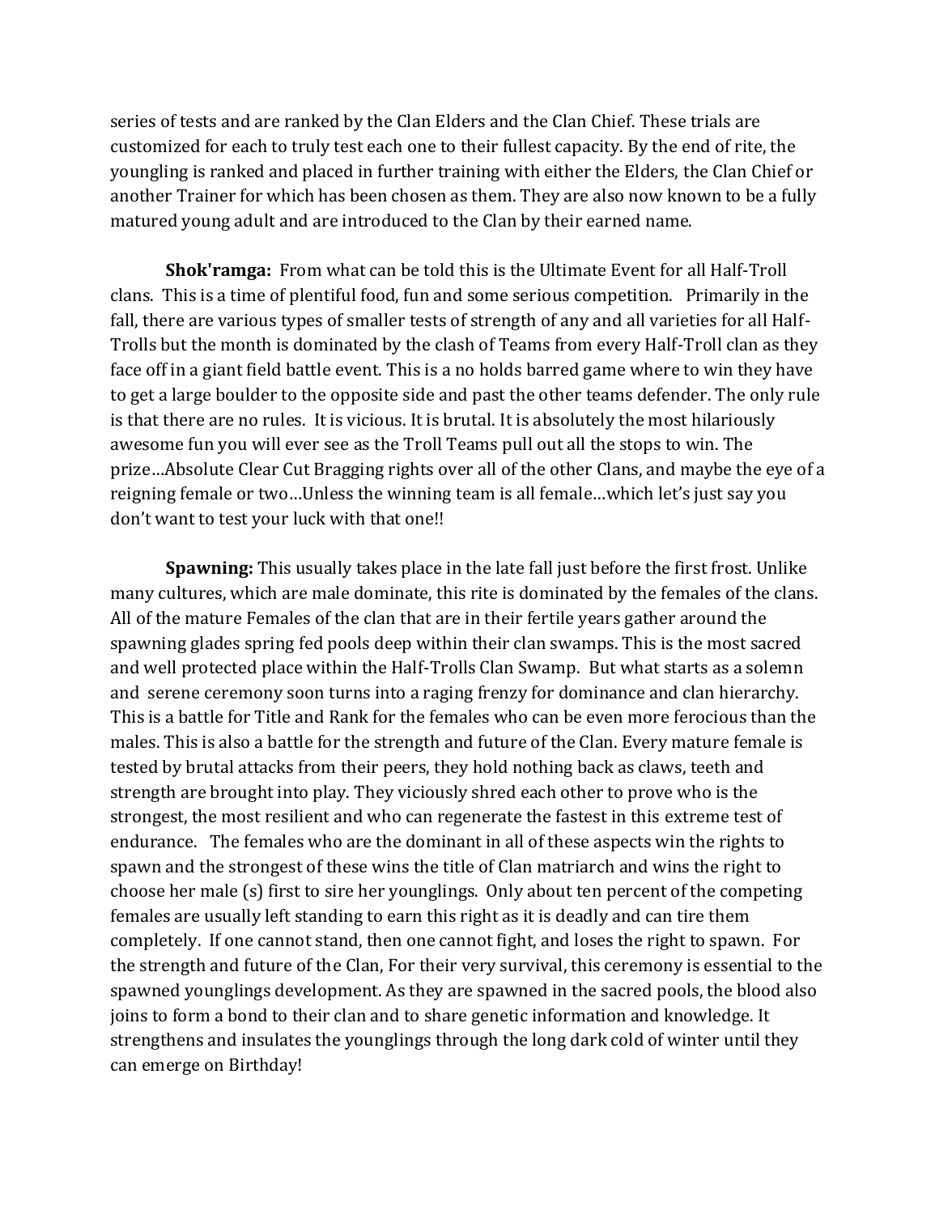series of tests and are ranked by the Clan Elders and the Clan Chief. These trials are customized for each to truly test each one to their fullest capacity. By the end of rite, the youngling is ranked and placed in further training with either the Elders, the Clan Chief or another Trainer for which has been chosen as them. They are also now known to be a fully matured young adult and are introduced to the Clan by their earned name.

**Shok'ramga:** From what can be told this is the Ultimate Event for all Half-Troll clans. This is a time of plentiful food, fun and some serious competition. Primarily in the fall, there are various types of smaller tests of strength of any and all varieties for all Half-Trolls but the month is dominated by the clash of Teams from every Half-Troll clan as they face off in a giant field battle event. This is a no holds barred game where to win they have to get a large boulder to the opposite side and past the other teams defender. The only rule is that there are no rules. It is vicious. It is brutal. It is absolutely the most hilariously awesome fun you will ever see as the Troll Teams pull out all the stops to win. The prize…Absolute Clear Cut Bragging rights over all of the other Clans, and maybe the eye of a reigning female or two…Unless the winning team is all female…which let's just say you don't want to test your luck with that one!!

**Spawning:** This usually takes place in the late fall just before the first frost. Unlike many cultures, which are male dominate, this rite is dominated by the females of the clans. All of the mature Females of the clan that are in their fertile years gather around the spawning glades spring fed pools deep within their clan swamps. This is the most sacred and well protected place within the Half-Trolls Clan Swamp. But what starts as a solemn and serene ceremony soon turns into a raging frenzy for dominance and clan hierarchy. This is a battle for Title and Rank for the females who can be even more ferocious than the males. This is also a battle for the strength and future of the Clan. Every mature female is tested by brutal attacks from their peers, they hold nothing back as claws, teeth and strength are brought into play. They viciously shred each other to prove who is the strongest, the most resilient and who can regenerate the fastest in this extreme test of endurance. The females who are the dominant in all of these aspects win the rights to spawn and the strongest of these wins the title of Clan matriarch and wins the right to choose her male (s) first to sire her younglings. Only about ten percent of the competing females are usually left standing to earn this right as it is deadly and can tire them completely. If one cannot stand, then one cannot fight, and loses the right to spawn. For the strength and future of the Clan, For their very survival, this ceremony is essential to the spawned younglings development. As they are spawned in the sacred pools, the blood also joins to form a bond to their clan and to share genetic information and knowledge. It strengthens and insulates the younglings through the long dark cold of winter until they can emerge on Birthday!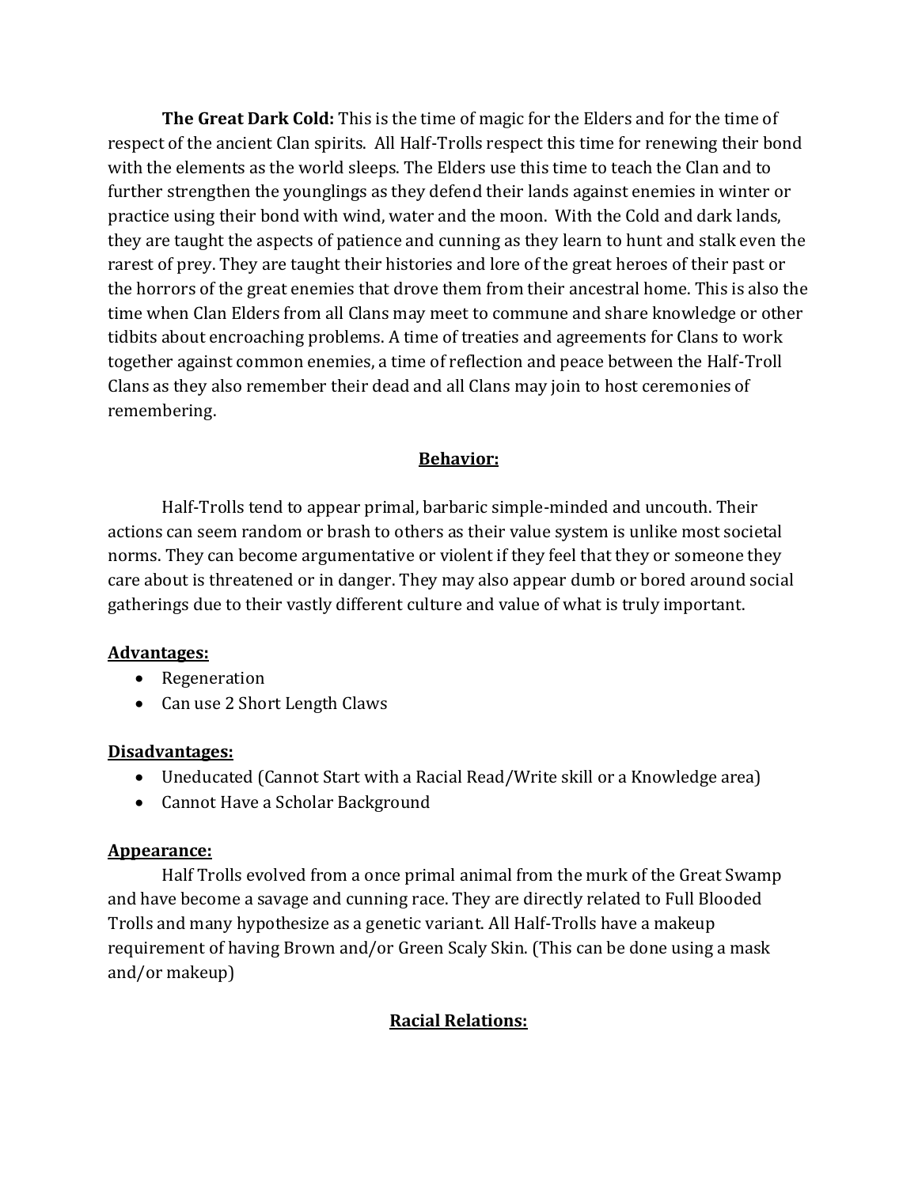**The Great Dark Cold:** This is the time of magic for the Elders and for the time of respect of the ancient Clan spirits. All Half-Trolls respect this time for renewing their bond with the elements as the world sleeps. The Elders use this time to teach the Clan and to further strengthen the younglings as they defend their lands against enemies in winter or practice using their bond with wind, water and the moon. With the Cold and dark lands, they are taught the aspects of patience and cunning as they learn to hunt and stalk even the rarest of prey. They are taught their histories and lore of the great heroes of their past or the horrors of the great enemies that drove them from their ancestral home. This is also the time when Clan Elders from all Clans may meet to commune and share knowledge or other tidbits about encroaching problems. A time of treaties and agreements for Clans to work together against common enemies, a time of reflection and peace between the Half-Troll Clans as they also remember their dead and all Clans may join to host ceremonies of remembering.

## Behavior:

Half-Trolls tend to appear primal, barbaric simple-minded and uncouth. Their actions can seem random or brash to others as their value system is unlike most societal norms. They can become argumentative or violent if they feel that they or someone they care about is threatened or in danger. They may also appear dumb or bored around social gatherings due to their vastly different culture and value of what is truly important.

### Advantages:

- Regeneration
- Can use 2 Short Length Claws

### Disadvantages:

- Uneducated (Cannot Start with a Racial Read/Write skill or a Knowledge area)
- Cannot Have a Scholar Background

### Appearance:

Half Trolls evolved from a once primal animal from the murk of the Great Swamp and have become a savage and cunning race. They are directly related to Full Blooded Trolls and many hypothesize as a genetic variant. All Half-Trolls have a makeup requirement of having Brown and/or Green Scaly Skin. (This can be done using a mask and/or makeup)

## Racial Relations: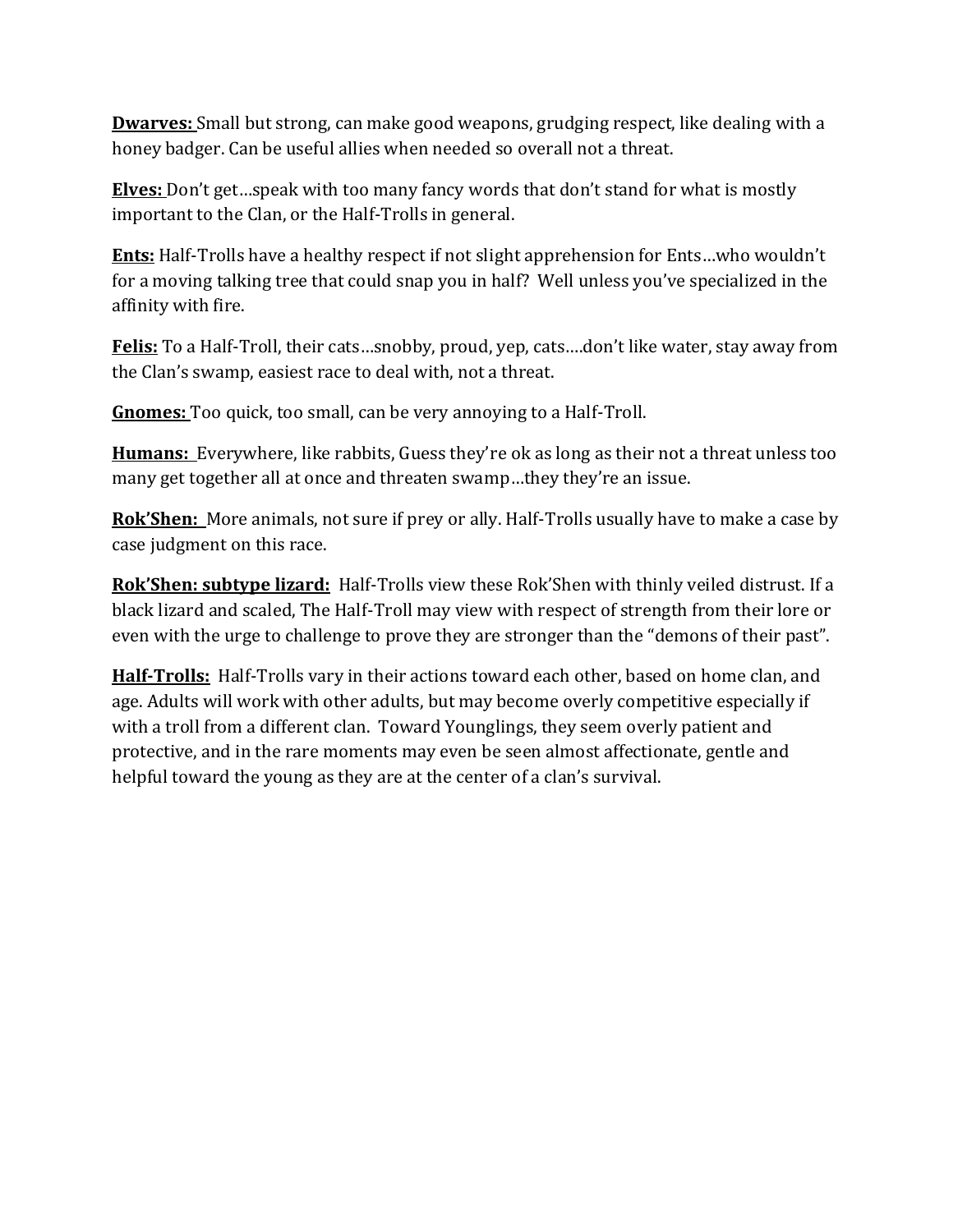**Dwarves:** Small but strong, can make good weapons, grudging respect, like dealing with a honey badger. Can be useful allies when needed so overall not a threat.

**Elves:** Don't get…speak with too many fancy words that don't stand for what is mostly important to the Clan, or the Half-Trolls in general.

**Ents:** Half-Trolls have a healthy respect if not slight apprehension for Ents…who wouldn't for a moving talking tree that could snap you in half? Well unless you've specialized in the affinity with fire.

**Felis:** To a Half-Troll, their cats…snobby, proud, yep, cats….don't like water, stay away from the Clan's swamp, easiest race to deal with, not a threat.

**Gnomes:** Too quick, too small, can be very annoying to a Half-Troll.

**Humans:** Everywhere, like rabbits, Guess they're ok as long as their not a threat unless too many get together all at once and threaten swamp…they they're an issue.

**Rok'Shen:** More animals, not sure if prey or ally. Half-Trolls usually have to make a case by case judgment on this race.

**Rok'Shen: subtype lizard:** Half-Trolls view these Rok'Shen with thinly veiled distrust. If a black lizard and scaled, The Half-Troll may view with respect of strength from their lore or even with the urge to challenge to prove they are stronger than the "demons of their past".

**Half-Trolls:** Half-Trolls vary in their actions toward each other, based on home clan, and age. Adults will work with other adults, but may become overly competitive especially if with a troll from a different clan. Toward Younglings, they seem overly patient and protective, and in the rare moments may even be seen almost affectionate, gentle and helpful toward the young as they are at the center of a clan's survival.